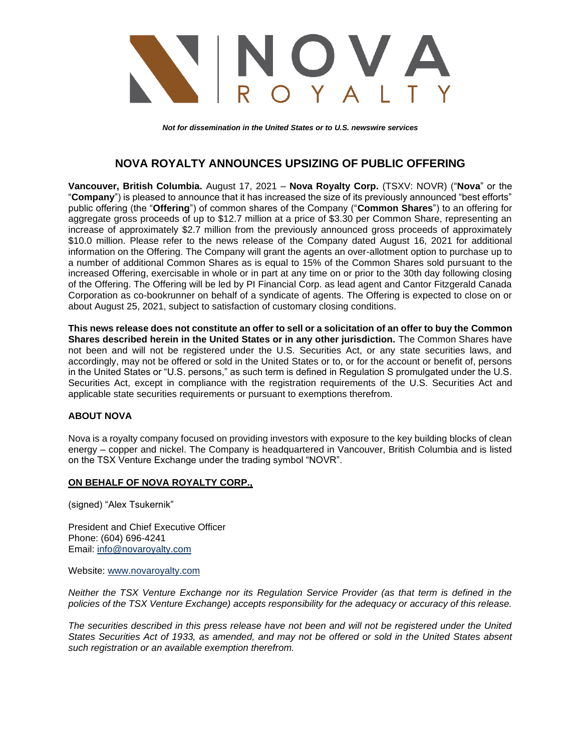*Not for dissemination in the United States or to U.S. newswire services*

# NOVA ROYALTY ANNOUNCES UPSIZING OF PUBLIC OFFERING

**Vancouver, British Columbia.** August 17, 2021 – **Nova Royalty Corp.** (TSXV: NOVR) ("**Nova**" or the "**Company**") is pleased to announce that it has increased the size of its previously announced "best efforts" public offering (the "**Offering**") of common shares of the Company ("**Common Shares**") to an offering for aggregate gross proceeds of up to $12.7 million at a price of $3.30 per Common Share, representing an increase of approximately $2.7 million from the previously announced gross proceeds of approximately $10.0 million. Please refer to the news release of the Company dated August 16, 2021 for additional information on the Offering. The Company will grant the agents an over-allotment option to purchase up to a number of additional Common Shares as is equal to 15% of the Common Shares sold pursuant to the increased Offering, exercisable in whole or in part at any time on or prior to the 30th day following closing of the Offering. The Offering will be led by PI Financial Corp. as lead agent and Cantor Fitzgerald Canada Corporation as co-bookrunner on behalf of a syndicate of agents. The Offering is expected to close on or about August 25, 2021, subject to satisfaction of customary closing conditions.

**This news release does not constitute an offer to sell or a solicitation of an offer to buy the Common Shares described herein in the United States or in any other jurisdiction.** The Common Shares have not been and will not be registered under the U.S. Securities Act, or any state securities laws, and accordingly, may not be offered or sold in the United States or to, or for the account or benefit of, persons in the United States or "U.S. persons," as such term is defined in Regulation S promulgated under the U.S. Securities Act, except in compliance with the registration requirements of the U.S. Securities Act and applicable state securities requirements or pursuant to exemptions therefrom.

### ABOUT NOVA

Nova is a royalty company focused on providing investors with exposure to the key building blocks of clean energy – copper and nickel. The Company is headquartered in Vancouver, British Columbia and is listed on the TSX Venture Exchange under the trading symbol "NOVR".

**ON BEHALF OF NOVA ROYALTY CORP.,**

(signed) "Alex Tsukernik"

President and Chief Executive Officer
Phone: (604) 696-4241
Email: info@novaroyalty.com

Website: www.novaroyalty.com

*Neither the TSX Venture Exchange nor its Regulation Service Provider (as that term is defined in the policies of the TSX Venture Exchange) accepts responsibility for the adequacy or accuracy of this release.*

*The securities described in this press release have not been and will not be registered under the United States Securities Act of 1933, as amended, and may not be offered or sold in the United States absent such registration or an available exemption therefrom.*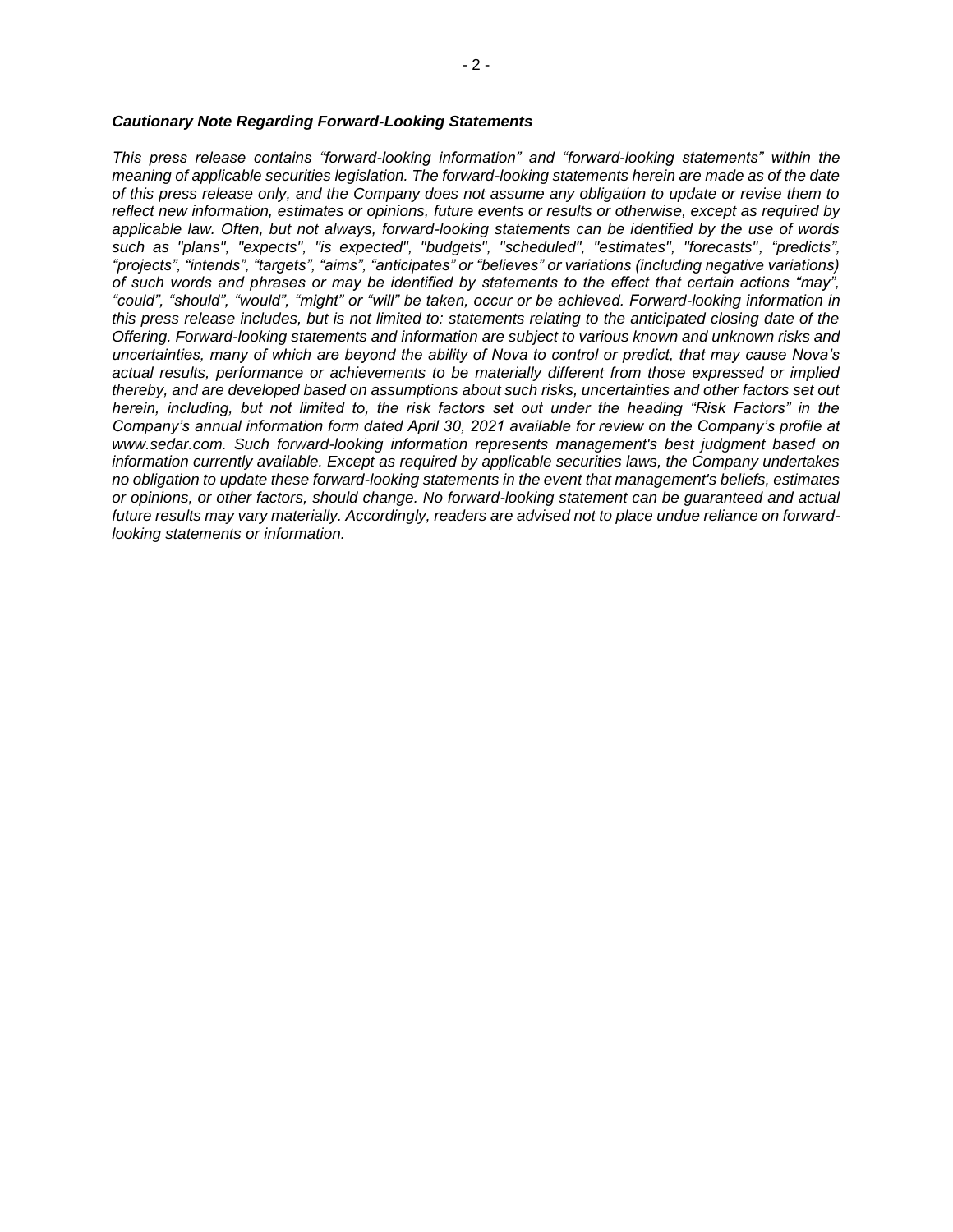***Cautionary Note Regarding Forward-Looking Statements***

*This press release contains "forward-looking information" and "forward-looking statements" within the meaning of applicable securities legislation. The forward-looking statements herein are made as of the date of this press release only, and the Company does not assume any obligation to update or revise them to reflect new information, estimates or opinions, future events or results or otherwise, except as required by applicable law. Often, but not always, forward-looking statements can be identified by the use of words such as "plans", "expects", "is expected", "budgets", "scheduled", "estimates", "forecasts", "predicts", "projects", "intends", "targets", "aims", "anticipates" or "believes" or variations (including negative variations) of such words and phrases or may be identified by statements to the effect that certain actions "may", "could", "should", "would", "might" or "will" be taken, occur or be achieved. Forward-looking information in this press release includes, but is not limited to: statements relating to the anticipated closing date of the Offering. Forward-looking statements and information are subject to various known and unknown risks and uncertainties, many of which are beyond the ability of Nova to control or predict, that may cause Nova's actual results, performance or achievements to be materially different from those expressed or implied thereby, and are developed based on assumptions about such risks, uncertainties and other factors set out herein, including, but not limited to, the risk factors set out under the heading "Risk Factors" in the Company's annual information form dated April 30, 2021 available for review on the Company's profile at www.sedar.com. Such forward-looking information represents management's best judgment based on information currently available. Except as required by applicable securities laws, the Company undertakes no obligation to update these forward-looking statements in the event that management's beliefs, estimates or opinions, or other factors, should change. No forward-looking statement can be guaranteed and actual future results may vary materially. Accordingly, readers are advised not to place undue reliance on forward-looking statements or information.*